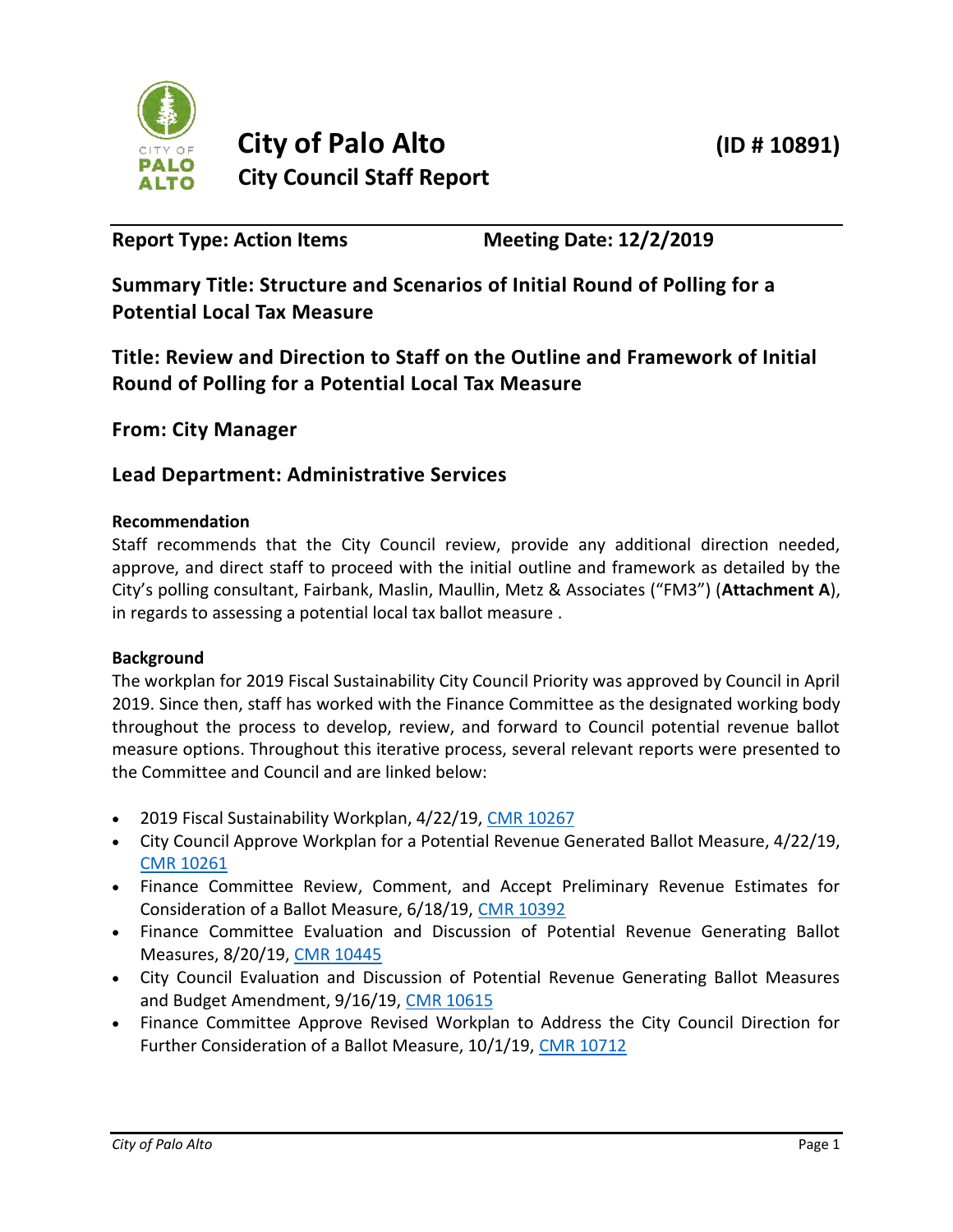# City of Palo Alto

## City Council Staff Report

**(ID # 10891)**

**Report Type: Action Items** **Meeting Date: 12/2/2019**

## Summary Title: Structure and Scenarios of Initial Round of Polling for a Potential Local Tax Measure

## Title: Review and Direction to Staff on the Outline and Framework of Initial Round of Polling for a Potential Local Tax Measure

## From: City Manager

## Lead Department: Administrative Services

**Recommendation**

Staff recommends that the City Council review, provide any additional direction needed, approve, and direct staff to proceed with the initial outline and framework as detailed by the City's polling consultant, Fairbank, Maslin, Maullin, Metz & Associates ("FM3") (**Attachment A**), in regards to assessing a potential local tax ballot measure .

**Background**

The workplan for 2019 Fiscal Sustainability City Council Priority was approved by Council in April 2019. Since then, staff has worked with the Finance Committee as the designated working body throughout the process to develop, review, and forward to Council potential revenue ballot measure options. Throughout this iterative process, several relevant reports were presented to the Committee and Council and are linked below:

- 2019 Fiscal Sustainability Workplan, 4/22/19, CMR 10267
- City Council Approve Workplan for a Potential Revenue Generated Ballot Measure, 4/22/19, CMR 10261
- Finance Committee Review, Comment, and Accept Preliminary Revenue Estimates for Consideration of a Ballot Measure, 6/18/19, CMR 10392
- Finance Committee Evaluation and Discussion of Potential Revenue Generating Ballot Measures, 8/20/19, CMR 10445
- City Council Evaluation and Discussion of Potential Revenue Generating Ballot Measures and Budget Amendment, 9/16/19, CMR 10615
- Finance Committee Approve Revised Workplan to Address the City Council Direction for Further Consideration of a Ballot Measure, 10/1/19, CMR 10712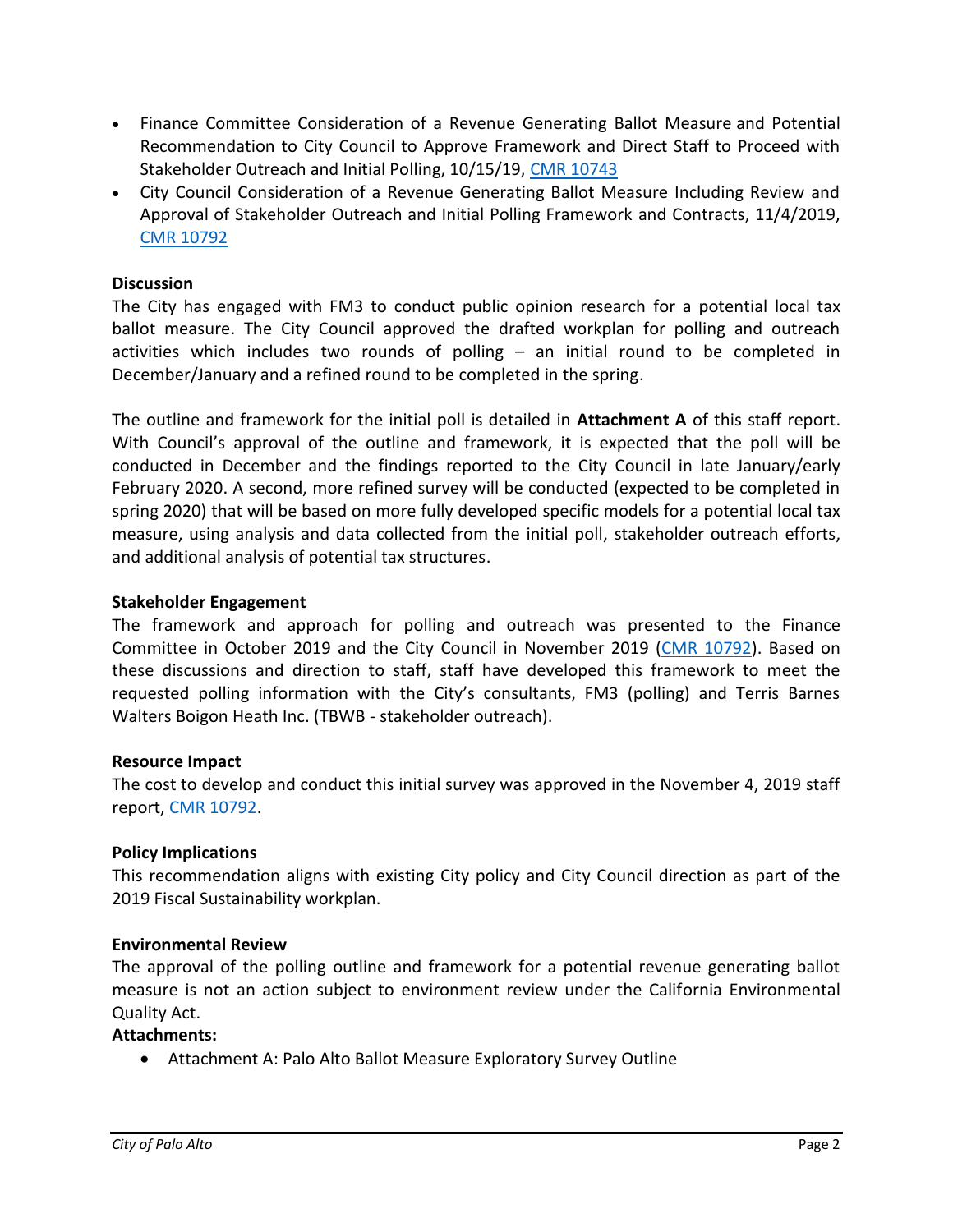- Finance Committee Consideration of a Revenue Generating Ballot Measure and Potential Recommendation to City Council to Approve Framework and Direct Staff to Proceed with Stakeholder Outreach and Initial Polling, 10/15/19, CMR 10743
- City Council Consideration of a Revenue Generating Ballot Measure Including Review and Approval of Stakeholder Outreach and Initial Polling Framework and Contracts, 11/4/2019, CMR 10792

**Discussion**

The City has engaged with FM3 to conduct public opinion research for a potential local tax ballot measure. The City Council approved the drafted workplan for polling and outreach activities which includes two rounds of polling – an initial round to be completed in December/January and a refined round to be completed in the spring.

The outline and framework for the initial poll is detailed in **Attachment A** of this staff report. With Council's approval of the outline and framework, it is expected that the poll will be conducted in December and the findings reported to the City Council in late January/early February 2020. A second, more refined survey will be conducted (expected to be completed in spring 2020) that will be based on more fully developed specific models for a potential local tax measure, using analysis and data collected from the initial poll, stakeholder outreach efforts, and additional analysis of potential tax structures.

**Stakeholder Engagement**

The framework and approach for polling and outreach was presented to the Finance Committee in October 2019 and the City Council in November 2019 (CMR 10792). Based on these discussions and direction to staff, staff have developed this framework to meet the requested polling information with the City's consultants, FM3 (polling) and Terris Barnes Walters Boigon Heath Inc. (TBWB - stakeholder outreach).

**Resource Impact**

The cost to develop and conduct this initial survey was approved in the November 4, 2019 staff report, CMR 10792.

**Policy Implications**

This recommendation aligns with existing City policy and City Council direction as part of the 2019 Fiscal Sustainability workplan.

**Environmental Review**

The approval of the polling outline and framework for a potential revenue generating ballot measure is not an action subject to environment review under the California Environmental Quality Act.

**Attachments:**

- Attachment A: Palo Alto Ballot Measure Exploratory Survey Outline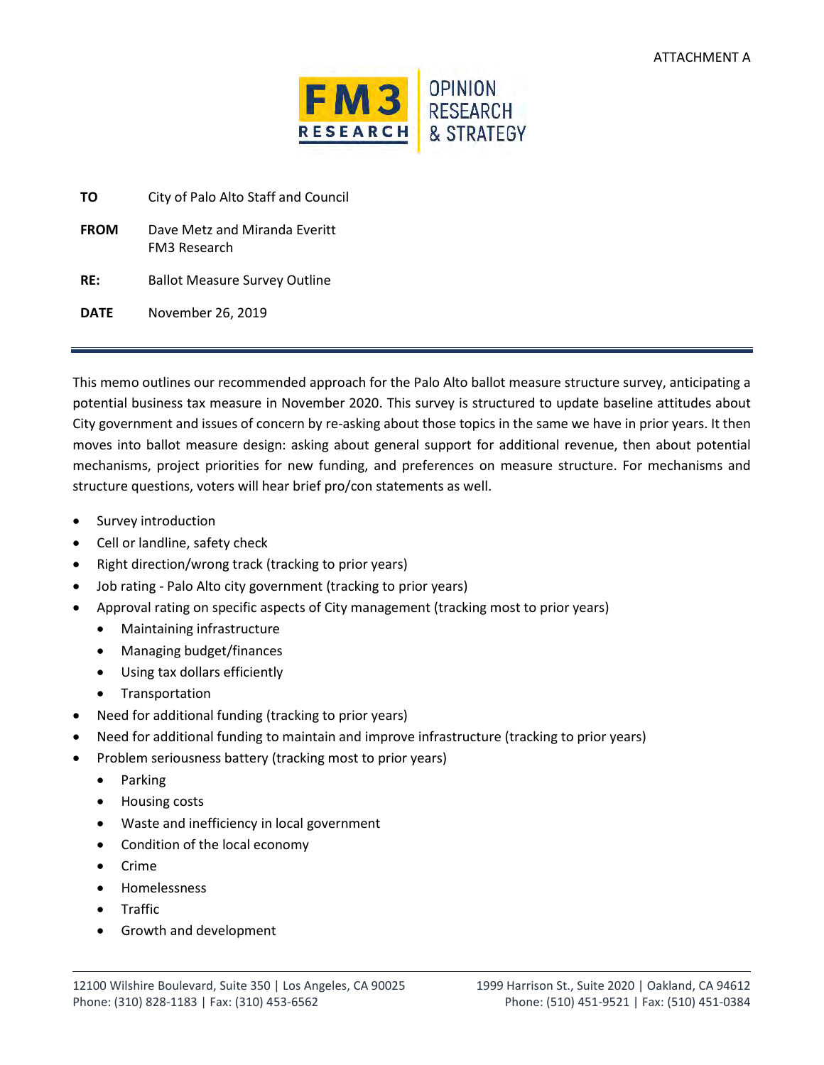ATTACHMENT A

FM3 RESEARCH | OPINION RESEARCH & STRATEGY

**TO** City of Palo Alto Staff and Council

**FROM** Dave Metz and Miranda Everitt
FM3 Research

**RE:** Ballot Measure Survey Outline

**DATE** November 26, 2019

---

This memo outlines our recommended approach for the Palo Alto ballot measure structure survey, anticipating a potential business tax measure in November 2020. This survey is structured to update baseline attitudes about City government and issues of concern by re-asking about those topics in the same we have in prior years. It then moves into ballot measure design: asking about general support for additional revenue, then about potential mechanisms, project priorities for new funding, and preferences on measure structure. For mechanisms and structure questions, voters will hear brief pro/con statements as well.

- Survey introduction
- Cell or landline, safety check
- Right direction/wrong track (tracking to prior years)
- Job rating - Palo Alto city government (tracking to prior years)
- Approval rating on specific aspects of City management (tracking most to prior years)
  - Maintaining infrastructure
  - Managing budget/finances
  - Using tax dollars efficiently
  - Transportation
- Need for additional funding (tracking to prior years)
- Need for additional funding to maintain and improve infrastructure (tracking to prior years)
- Problem seriousness battery (tracking most to prior years)
  - Parking
  - Housing costs
  - Waste and inefficiency in local government
  - Condition of the local economy
  - Crime
  - Homelessness
  - Traffic
  - Growth and development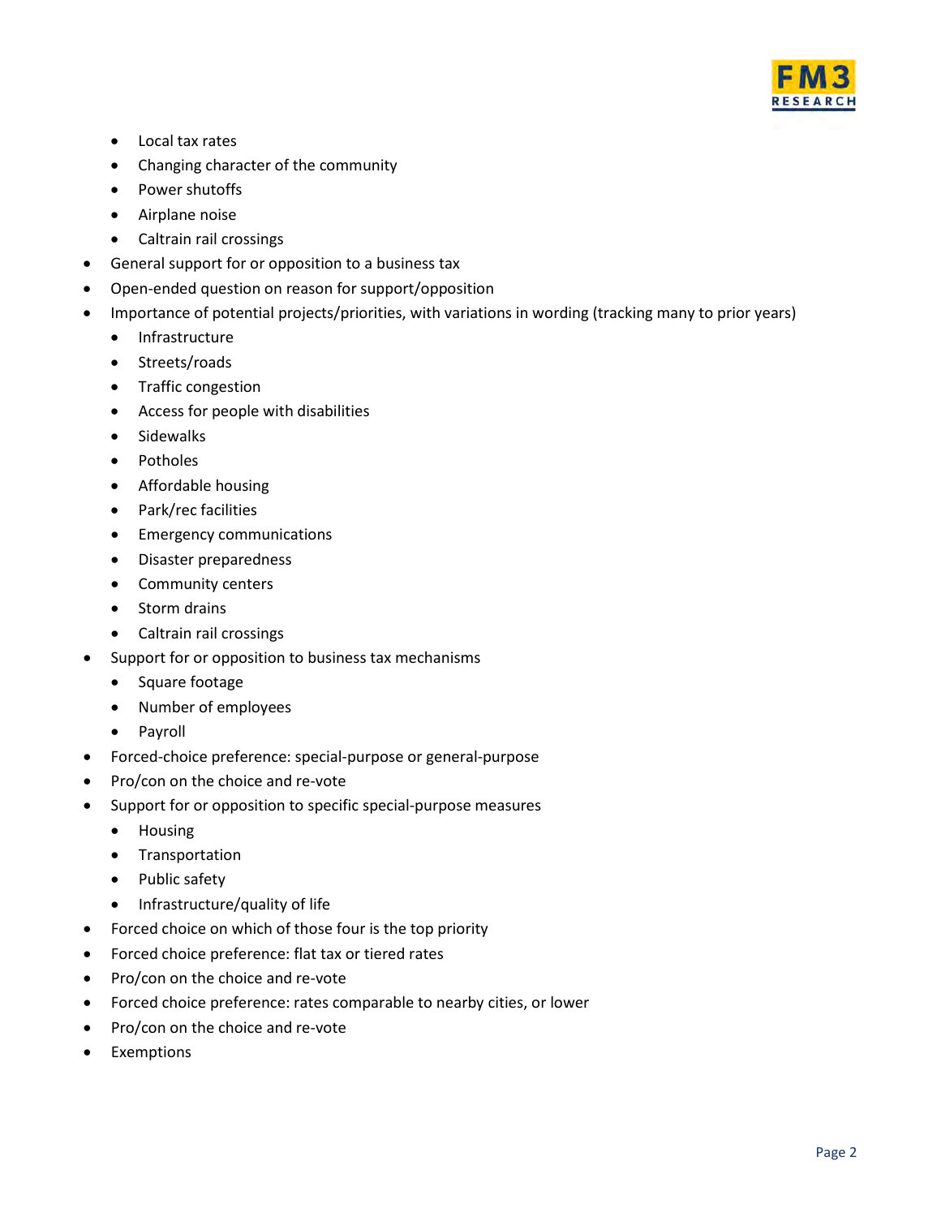- Local tax rates
  - Changing character of the community
  - Power shutoffs
  - Airplane noise
  - Caltrain rail crossings
- General support for or opposition to a business tax
- Open-ended question on reason for support/opposition
- Importance of potential projects/priorities, with variations in wording (tracking many to prior years)
  - Infrastructure
  - Streets/roads
  - Traffic congestion
  - Access for people with disabilities
  - Sidewalks
  - Potholes
  - Affordable housing
  - Park/rec facilities
  - Emergency communications
  - Disaster preparedness
  - Community centers
  - Storm drains
  - Caltrain rail crossings
- Support for or opposition to business tax mechanisms
  - Square footage
  - Number of employees
  - Payroll
- Forced-choice preference: special-purpose or general-purpose
- Pro/con on the choice and re-vote
- Support for or opposition to specific special-purpose measures
  - Housing
  - Transportation
  - Public safety
  - Infrastructure/quality of life
- Forced choice on which of those four is the top priority
- Forced choice preference: flat tax or tiered rates
- Pro/con on the choice and re-vote
- Forced choice preference: rates comparable to nearby cities, or lower
- Pro/con on the choice and re-vote
- Exemptions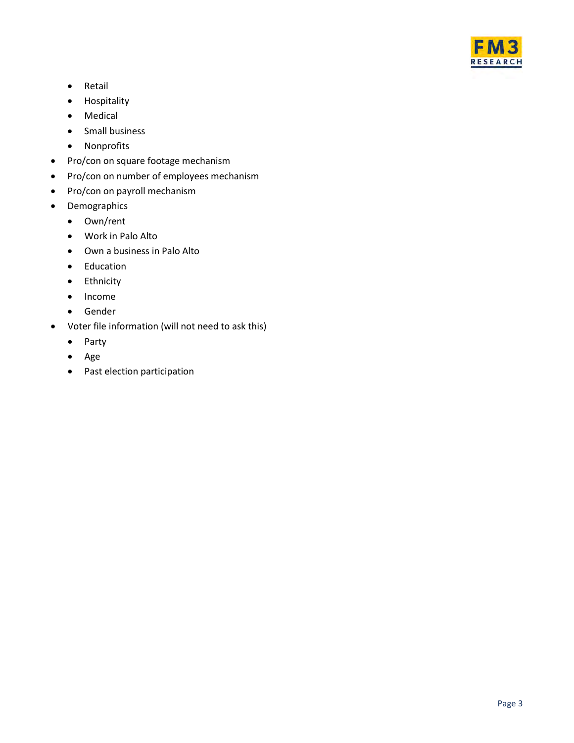- Retail
  - Hospitality
  - Medical
  - Small business
  - Nonprofits
- Pro/con on square footage mechanism
- Pro/con on number of employees mechanism
- Pro/con on payroll mechanism
- Demographics
  - Own/rent
  - Work in Palo Alto
  - Own a business in Palo Alto
  - Education
  - Ethnicity
  - Income
  - Gender
- Voter file information (will not need to ask this)
  - Party
  - Age
  - Past election participation